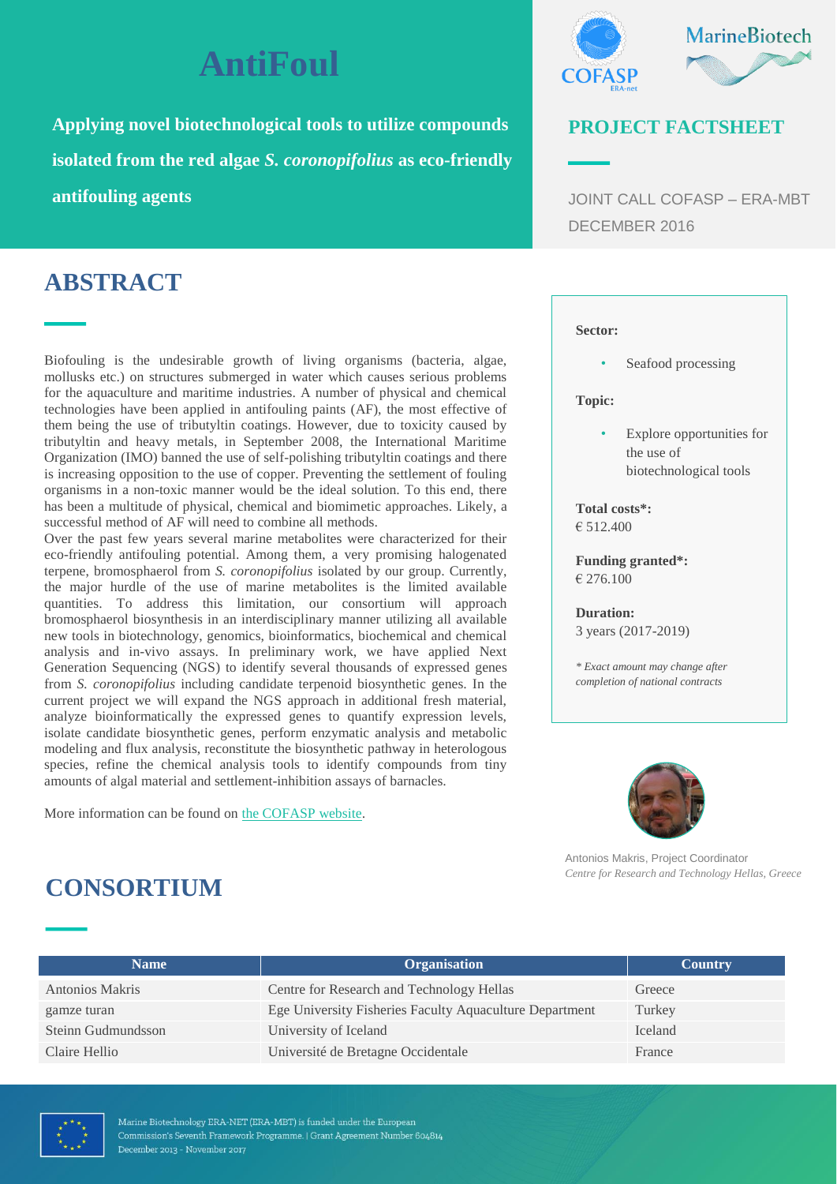# AntiFoul

**Applying novel biotechnological tools to utilize compounds isolated from the red algae *S. coronopifolius* as eco-friendly antifouling agents**

COFASP ERA-net | MarineBiotech

## PROJECT FACTSHEET

JOINT CALL COFASP – ERA-MBT
DECEMBER 2016

## ABSTRACT

Biofouling is the undesirable growth of living organisms (bacteria, algae, mollusks etc.) on structures submerged in water which causes serious problems for the aquaculture and maritime industries. A number of physical and chemical technologies have been applied in antifouling paints (AF), the most effective of them being the use of tributyltin coatings. However, due to toxicity caused by tributyltin and heavy metals, in September 2008, the International Maritime Organization (IMO) banned the use of self-polishing tributyltin coatings and there is increasing opposition to the use of copper. Preventing the settlement of fouling organisms in a non-toxic manner would be the ideal solution. To this end, there has been a multitude of physical, chemical and biomimetic approaches. Likely, a successful method of AF will need to combine all methods.

Over the past few years several marine metabolites were characterized for their eco-friendly antifouling potential. Among them, a very promising halogenated terpene, bromosphaerol from *S. coronopifolius* isolated by our group. Currently, the major hurdle of the use of marine metabolites is the limited available quantities. To address this limitation, our consortium will approach bromosphaerol biosynthesis in an interdisciplinary manner utilizing all available new tools in biotechnology, genomics, bioinformatics, biochemical and chemical analysis and in-vivo assays. In preliminary work, we have applied Next Generation Sequencing (NGS) to identify several thousands of expressed genes from *S. coronopifolius* including candidate terpenoid biosynthetic genes. In the current project we will expand the NGS approach in additional fresh material, analyze bioinformatically the expressed genes to quantify expression levels, isolate candidate biosynthetic genes, perform enzymatic analysis and metabolic modeling and flux analysis, reconstitute the biosynthetic pathway in heterologous species, refine the chemical analysis tools to identify compounds from tiny amounts of algal material and settlement-inhibition assays of barnacles.

More information can be found on [the COFASP website](the COFASP website).

**Sector:**

- Seafood processing

**Topic:**

- Explore opportunities for the use of biotechnological tools

**Total costs\*:**
€ 512.400

**Funding granted\*:**
€ 276.100

**Duration:**
3 years (2017-2019)

*\* Exact amount may change after completion of national contracts*

Antonios Makris, Project Coordinator
*Centre for Research and Technology Hellas, Greece*

## CONSORTIUM

| Name | Organisation | Country |
|---|---|---|
| Antonios Makris | Centre for Research and Technology Hellas | Greece |
| gamze turan | Ege University Fisheries Faculty Aquaculture Department | Turkey |
| Steinn Gudmundsson | University of Iceland | Iceland |
| Claire Hellio | Université de Bretagne Occidentale | France |

Marine Biotechnology ERA-NET (ERA-MBT) is funded under the European Commission's Seventh Framework Programme. | Grant Agreement Number 604814
December 2013 - November 2017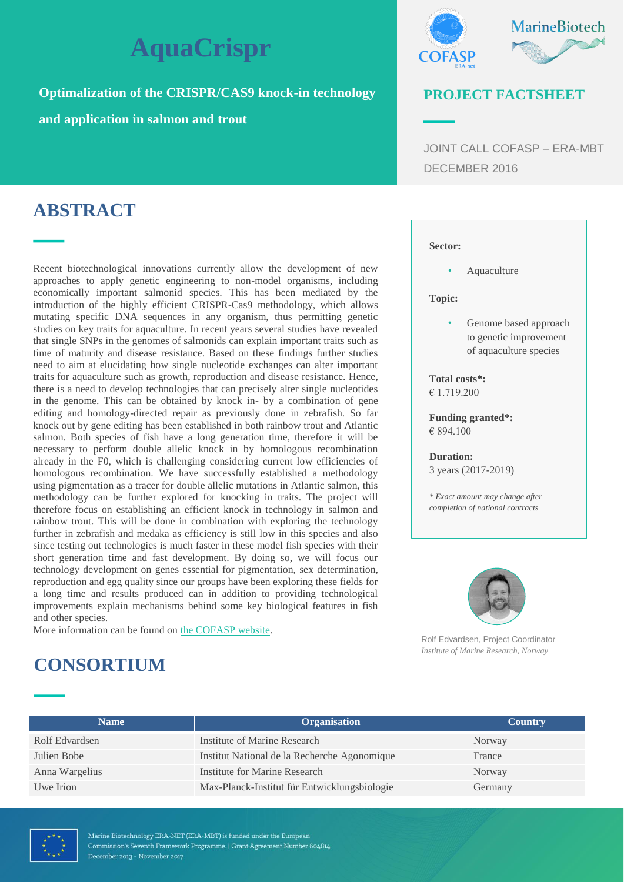# AquaCrispr

**Optimalization of the CRISPR/CAS9 knock-in technology and application in salmon and trout**

**PROJECT FACTSHEET**

JOINT CALL COFASP – ERA-MBT
DECEMBER 2016

## ABSTRACT

Recent biotechnological innovations currently allow the development of new approaches to apply genetic engineering to non-model organisms, including economically important salmonid species. This has been mediated by the introduction of the highly efficient CRISPR-Cas9 methodology, which allows mutating specific DNA sequences in any organism, thus permitting genetic studies on key traits for aquaculture. In recent years several studies have revealed that single SNPs in the genomes of salmonids can explain important traits such as time of maturity and disease resistance. Based on these findings further studies need to aim at elucidating how single nucleotide exchanges can alter important traits for aquaculture such as growth, reproduction and disease resistance. Hence, there is a need to develop technologies that can precisely alter single nucleotides in the genome. This can be obtained by knock in- by a combination of gene editing and homology-directed repair as previously done in zebrafish. So far knock out by gene editing has been established in both rainbow trout and Atlantic salmon. Both species of fish have a long generation time, therefore it will be necessary to perform double allelic knock in by homologous recombination already in the F0, which is challenging considering current low efficiencies of homologous recombination. We have successfully established a methodology using pigmentation as a tracer for double allelic mutations in Atlantic salmon, this methodology can be further explored for knocking in traits. The project will therefore focus on establishing an efficient knock in technology in salmon and rainbow trout. This will be done in combination with exploring the technology further in zebrafish and medaka as efficiency is still low in this species and also since testing out technologies is much faster in these model fish species with their short generation time and fast development. By doing so, we will focus our technology development on genes essential for pigmentation, sex determination, reproduction and egg quality since our groups have been exploring these fields for a long time and results produced can in addition to providing technological improvements explain mechanisms behind some key biological features in fish and other species.

More information can be found on [the COFASP website](#).

**Sector:**

- Aquaculture

**Topic:**

- Genome based approach to genetic improvement of aquaculture species

**Total costs\*:**
€ 1.719.200

**Funding granted\*:**
€ 894.100

**Duration:**
3 years (2017-2019)

*\* Exact amount may change after completion of national contracts*

Rolf Edvardsen, Project Coordinator
*Institute of Marine Research, Norway*

## CONSORTIUM

| Name | Organisation | Country |
|---|---|---|
| Rolf Edvardsen | Institute of Marine Research | Norway |
| Julien Bobe | Institut National de la Recherche Agonomique | France |
| Anna Wargelius | Institute for Marine Research | Norway |
| Uwe Irion | Max-Planck-Institut für Entwicklungsbiologie | Germany |

Marine Biotechnology ERA-NET (ERA-MBT) is funded under the European Commission's Seventh Framework Programme. | Grant Agreement Number 604814
December 2013 - November 2017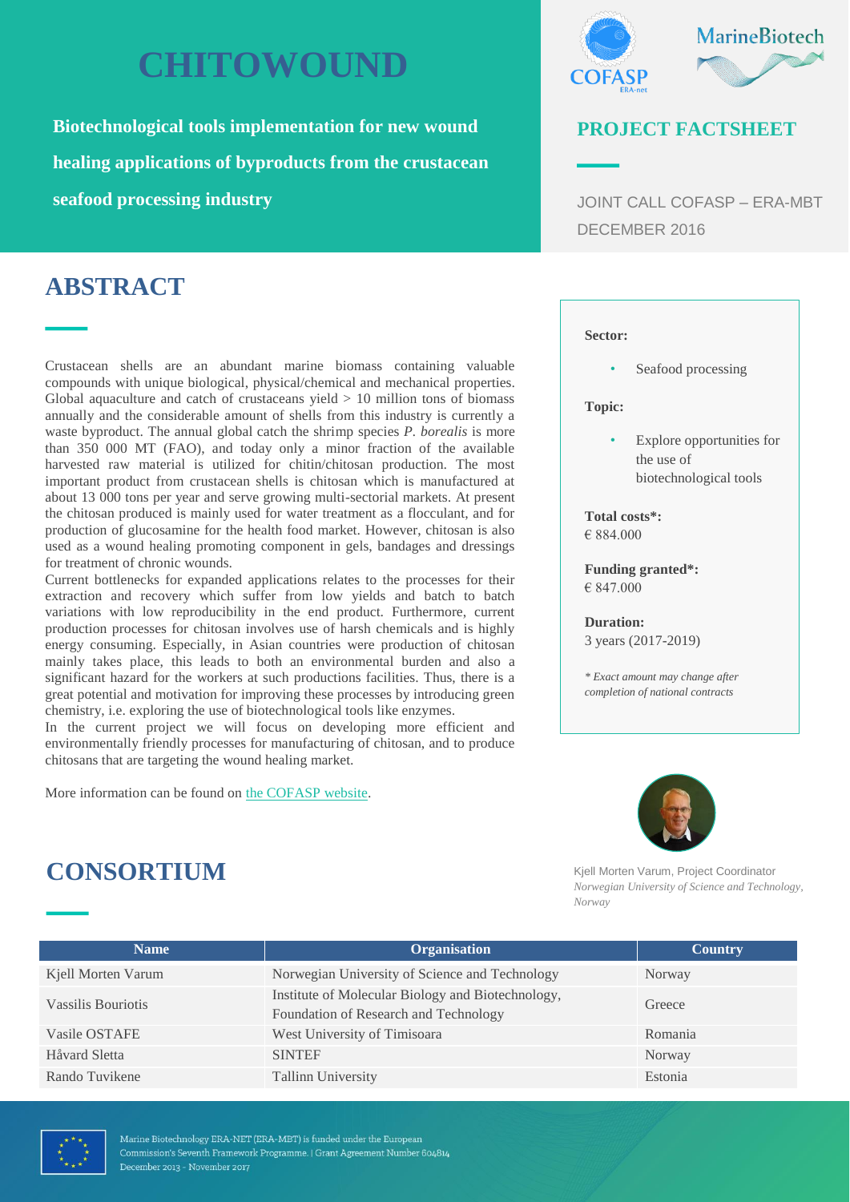# CHITOWOUND

**Biotechnological tools implementation for new wound healing applications of byproducts from the crustacean seafood processing industry**

## PROJECT FACTSHEET

JOINT CALL COFASP – ERA-MBT
DECEMBER 2016

## ABSTRACT

Crustacean shells are an abundant marine biomass containing valuable compounds with unique biological, physical/chemical and mechanical properties. Global aquaculture and catch of crustaceans yield > 10 million tons of biomass annually and the considerable amount of shells from this industry is currently a waste byproduct. The annual global catch the shrimp species *P. borealis* is more than 350 000 MT (FAO), and today only a minor fraction of the available harvested raw material is utilized for chitin/chitosan production. The most important product from crustacean shells is chitosan which is manufactured at about 13 000 tons per year and serve growing multi-sectorial markets. At present the chitosan produced is mainly used for water treatment as a flocculant, and for production of glucosamine for the health food market. However, chitosan is also used as a wound healing promoting component in gels, bandages and dressings for treatment of chronic wounds.

Current bottlenecks for expanded applications relates to the processes for their extraction and recovery which suffer from low yields and batch to batch variations with low reproducibility in the end product. Furthermore, current production processes for chitosan involves use of harsh chemicals and is highly energy consuming. Especially, in Asian countries were production of chitosan mainly takes place, this leads to both an environmental burden and also a significant hazard for the workers at such productions facilities. Thus, there is a great potential and motivation for improving these processes by introducing green chemistry, i.e. exploring the use of biotechnological tools like enzymes.

In the current project we will focus on developing more efficient and environmentally friendly processes for manufacturing of chitosan, and to produce chitosans that are targeting the wound healing market.

More information can be found on the COFASP website.

**Sector:**

- Seafood processing

**Topic:**

- Explore opportunities for the use of biotechnological tools

**Total costs\*:**
€ 884.000

**Funding granted\*:**
€ 847.000

**Duration:**
3 years (2017-2019)

*\* Exact amount may change after completion of national contracts*

Kjell Morten Varum, Project Coordinator
*Norwegian University of Science and Technology, Norway*

## CONSORTIUM

| Name | Organisation | Country |
|---|---|---|
| Kjell Morten Varum | Norwegian University of Science and Technology | Norway |
| Vassilis Bouriotis | Institute of Molecular Biology and Biotechnology, Foundation of Research and Technology | Greece |
| Vasile OSTAFE | West University of Timisoara | Romania |
| Håvard Sletta | SINTEF | Norway |
| Rando Tuvikene | Tallinn University | Estonia |

Marine Biotechnology ERA-NET (ERA-MBT) is funded under the European Commission's Seventh Framework Programme. | Grant Agreement Number 604814
December 2013 - November 2017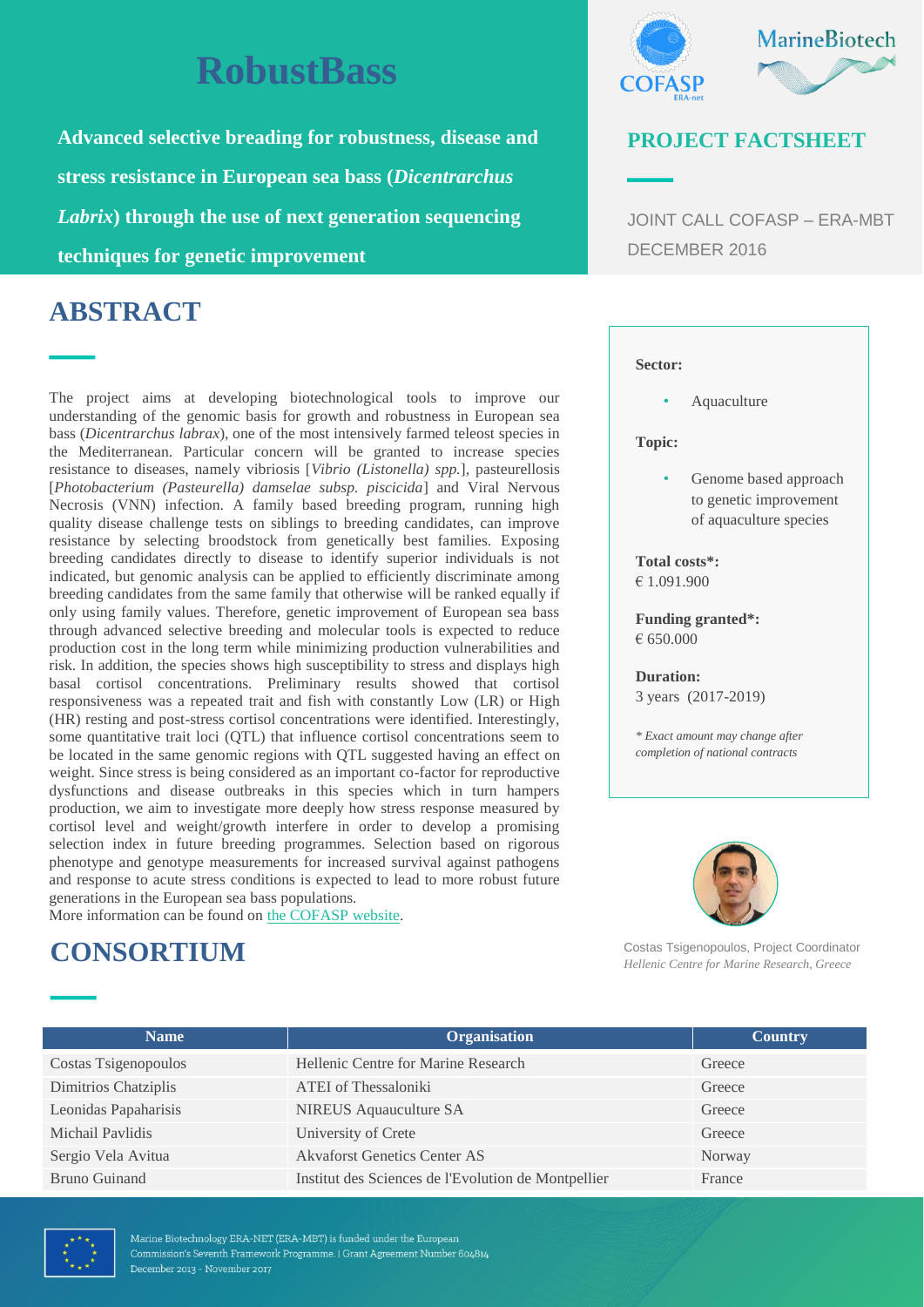# RobustBass

**Advanced selective breeding for robustness, disease and stress resistance in European sea bass (*Dicentrarchus Labrix*) through the use of next generation sequencing techniques for genetic improvement**

## PROJECT FACTSHEET

JOINT CALL COFASP – ERA-MBT
DECEMBER 2016

## ABSTRACT

The project aims at developing biotechnological tools to improve our understanding of the genomic basis for growth and robustness in European sea bass (*Dicentrarchus labrax*), one of the most intensively farmed teleost species in the Mediterranean. Particular concern will be granted to increase species resistance to diseases, namely vibriosis [*Vibrio (Listonella) spp.*], pasteurellosis [*Photobacterium (Pasteurella) damselae subsp. piscicida*] and Viral Nervous Necrosis (VNN) infection. A family based breeding program, running high quality disease challenge tests on siblings to breeding candidates, can improve resistance by selecting broodstock from genetically best families. Exposing breeding candidates directly to disease to identify superior individuals is not indicated, but genomic analysis can be applied to efficiently discriminate among breeding candidates from the same family that otherwise will be ranked equally if only using family values. Therefore, genetic improvement of European sea bass through advanced selective breeding and molecular tools is expected to reduce production cost in the long term while minimizing production vulnerabilities and risk. In addition, the species shows high susceptibility to stress and displays high basal cortisol concentrations. Preliminary results showed that cortisol responsiveness was a repeated trait and fish with constantly Low (LR) or High (HR) resting and post-stress cortisol concentrations were identified. Interestingly, some quantitative trait loci (QTL) that influence cortisol concentrations seem to be located in the same genomic regions with QTL suggested having an effect on weight. Since stress is being considered as an important co-factor for reproductive dysfunctions and disease outbreaks in this species which in turn hampers production, we aim to investigate more deeply how stress response measured by cortisol level and weight/growth interfere in order to develop a promising selection index in future breeding programmes. Selection based on rigorous phenotype and genotype measurements for increased survival against pathogens and response to acute stress conditions is expected to lead to more robust future generations in the European sea bass populations.
More information can be found on the COFASP website.

**Sector:**

- Aquaculture

**Topic:**

- Genome based approach to genetic improvement of aquaculture species

**Total costs*:**
€ 1.091.900

**Funding granted*:**
€ 650.000

**Duration:**
3 years (2017-2019)

*\* Exact amount may change after completion of national contracts*

Costas Tsigenopoulos, Project Coordinator
*Hellenic Centre for Marine Research, Greece*

## CONSORTIUM

| Name | Organisation | Country |
|---|---|---|
| Costas Tsigenopoulos | Hellenic Centre for Marine Research | Greece |
| Dimitrios Chatziplis | ATEI of Thessaloniki | Greece |
| Leonidas Papaharisis | NIREUS Aquauculture SA | Greece |
| Michail Pavlidis | University of Crete | Greece |
| Sergio Vela Avitua | Akvaforst Genetics Center AS | Norway |
| Bruno Guinand | Institut des Sciences de l'Evolution de Montpellier | France |

Marine Biotechnology ERA-NET (ERA-MBT) is funded under the European Commission's Seventh Framework Programme. | Grant Agreement Number 604814
December 2013 - November 2017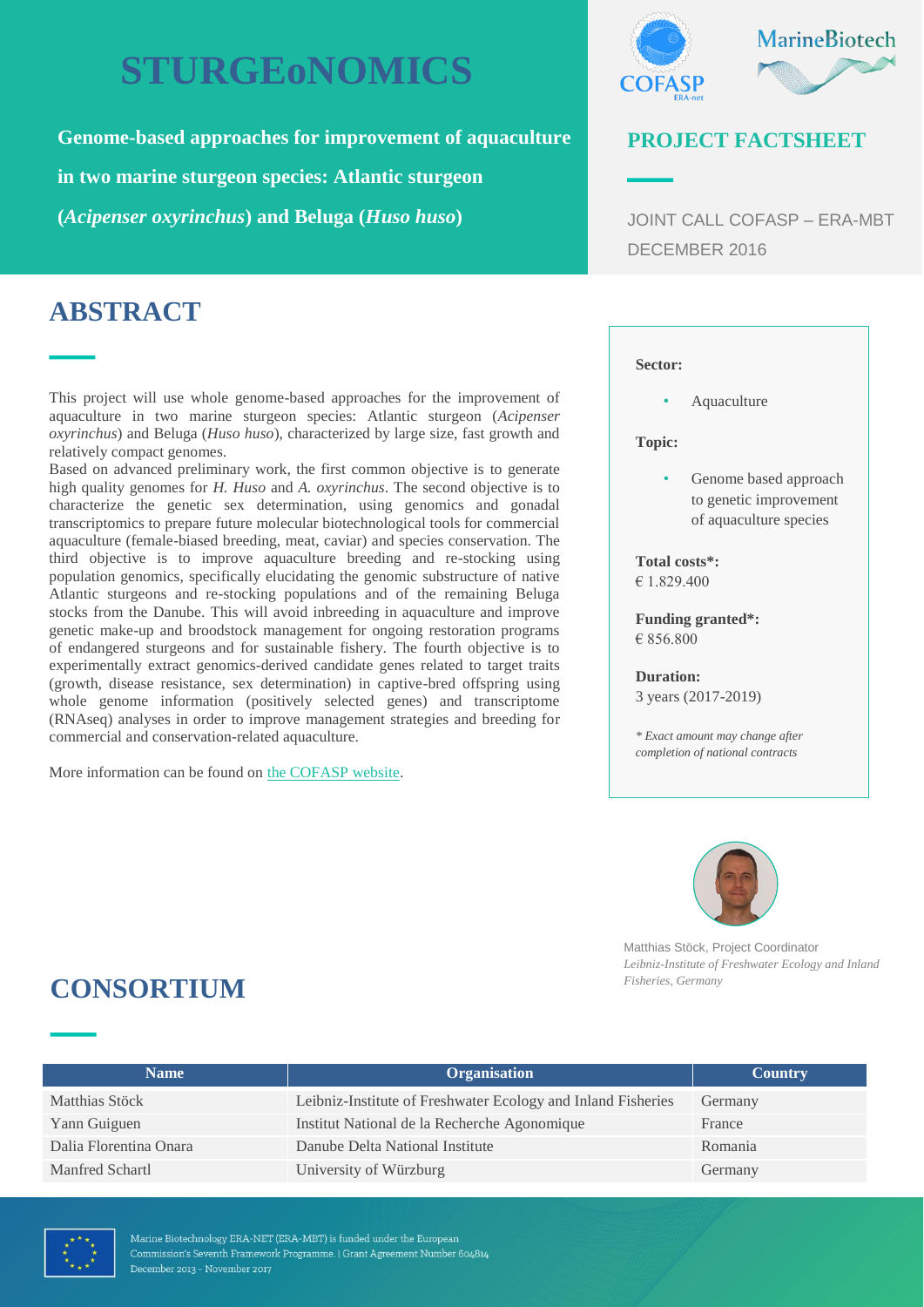# STURGEoNOMICS

**Genome-based approaches for improvement of aquaculture in two marine sturgeon species: Atlantic sturgeon (*Acipenser oxyrinchus*) and Beluga (*Huso huso*)**

## PROJECT FACTSHEET

JOINT CALL COFASP – ERA-MBT
DECEMBER 2016

## ABSTRACT

This project will use whole genome-based approaches for the improvement of aquaculture in two marine sturgeon species: Atlantic sturgeon (*Acipenser oxyrinchus*) and Beluga (*Huso huso*), characterized by large size, fast growth and relatively compact genomes.

Based on advanced preliminary work, the first common objective is to generate high quality genomes for *H. Huso* and *A. oxyrinchus*. The second objective is to characterize the genetic sex determination, using genomics and gonadal transcriptomics to prepare future molecular biotechnological tools for commercial aquaculture (female-biased breeding, meat, caviar) and species conservation. The third objective is to improve aquaculture breeding and re-stocking using population genomics, specifically elucidating the genomic substructure of native Atlantic sturgeons and re-stocking populations and of the remaining Beluga stocks from the Danube. This will avoid inbreeding in aquaculture and improve genetic make-up and broodstock management for ongoing restoration programs of endangered sturgeons and for sustainable fishery. The fourth objective is to experimentally extract genomics-derived candidate genes related to target traits (growth, disease resistance, sex determination) in captive-bred offspring using whole genome information (positively selected genes) and transcriptome (RNAseq) analyses in order to improve management strategies and breeding for commercial and conservation-related aquaculture.

More information can be found on the COFASP website.

**Sector:**

- Aquaculture

**Topic:**

- Genome based approach to genetic improvement of aquaculture species

**Total costs*:**
€ 1.829.400

**Funding granted*:**
€ 856.800

**Duration:**
3 years (2017-2019)

*\* Exact amount may change after completion of national contracts*

Matthias Stöck, Project Coordinator
*Leibniz-Institute of Freshwater Ecology and Inland Fisheries, Germany*

## CONSORTIUM

| Name | Organisation | Country |
|---|---|---|
| Matthias Stöck | Leibniz-Institute of Freshwater Ecology and Inland Fisheries | Germany |
| Yann Guiguen | Institut National de la Recherche Agonomique | France |
| Dalia Florentina Onara | Danube Delta National Institute | Romania |
| Manfred Schartl | University of Würzburg | Germany |

Marine Biotechnology ERA-NET (ERA-MBT) is funded under the European Commission's Seventh Framework Programme. | Grant Agreement Number 604814
December 2013 - November 2017